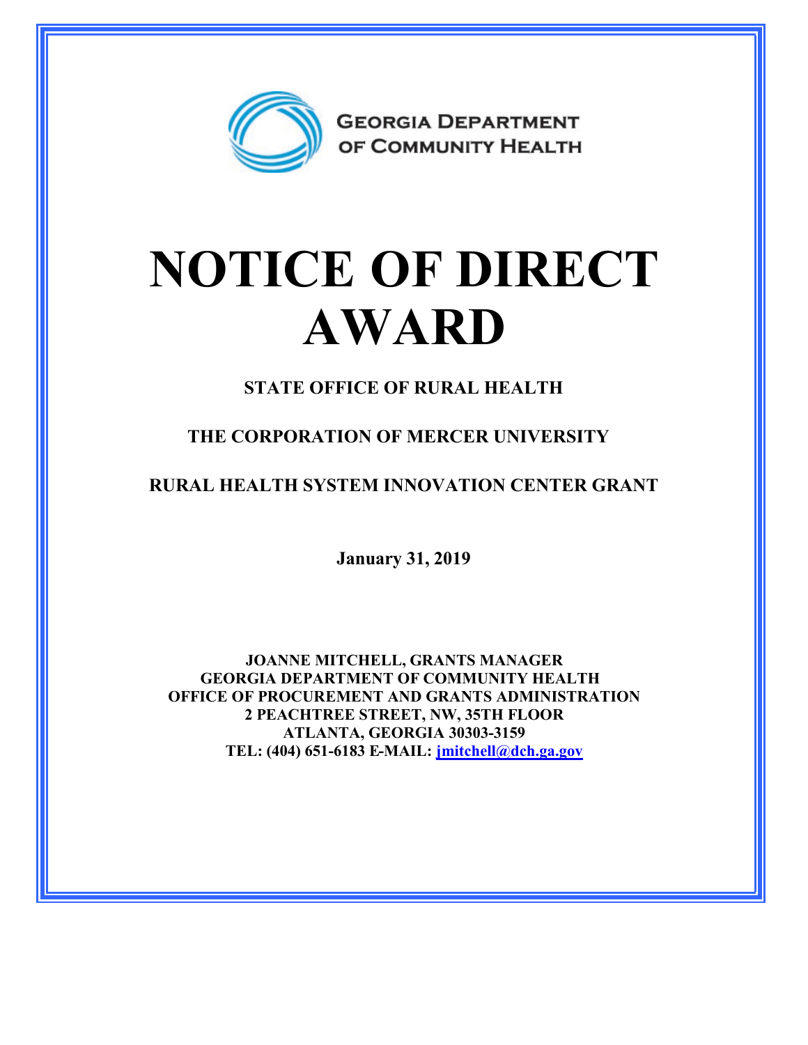GEORGIA DEPARTMENT OF COMMUNITY HEALTH

# NOTICE OF DIRECT AWARD

**STATE OFFICE OF RURAL HEALTH**

**THE CORPORATION OF MERCER UNIVERSITY**

**RURAL HEALTH SYSTEM INNOVATION CENTER GRANT**

**January 31, 2019**

**JOANNE MITCHELL, GRANTS MANAGER**
**GEORGIA DEPARTMENT OF COMMUNITY HEALTH**
**OFFICE OF PROCUREMENT AND GRANTS ADMINISTRATION**
**2 PEACHTREE STREET, NW, 35TH FLOOR**
**ATLANTA, GEORGIA 30303-3159**
**TEL: (404) 651-6183 E-MAIL: jmitchell@dch.ga.gov**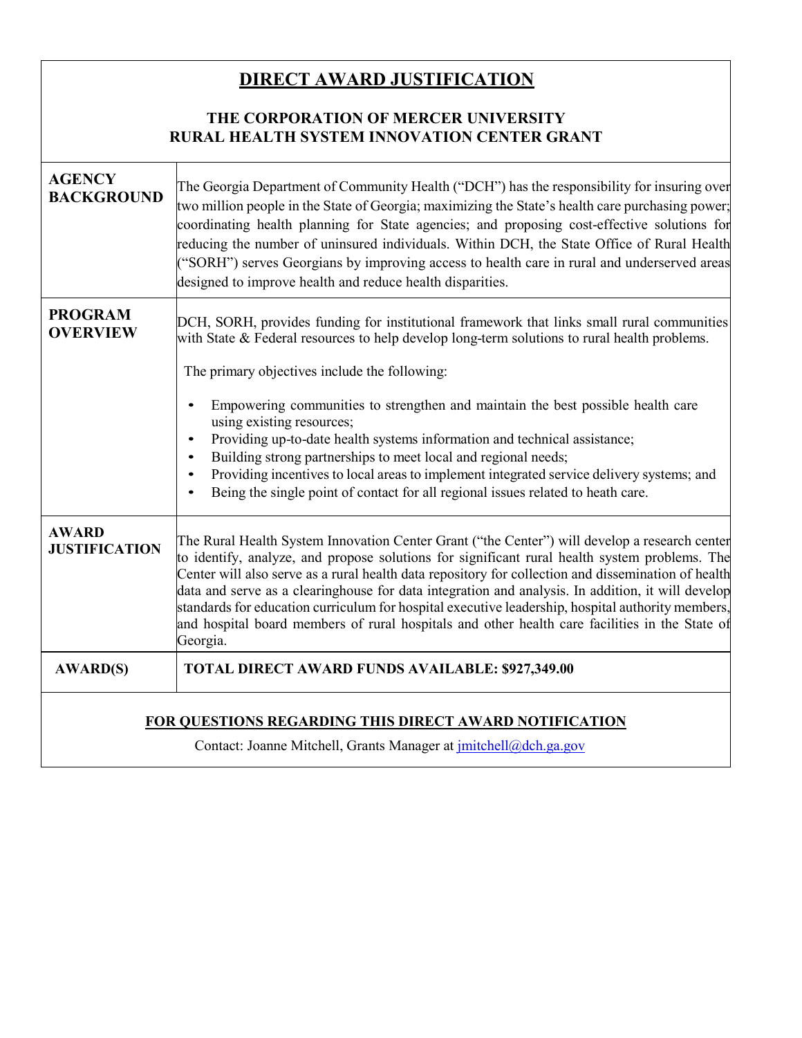# DIRECT AWARD JUSTIFICATION

## THE CORPORATION OF MERCER UNIVERSITY
## RURAL HEALTH SYSTEM INNOVATION CENTER GRANT

| | |
|---|---|
| **AGENCY BACKGROUND** | The Georgia Department of Community Health ("DCH") has the responsibility for insuring over two million people in the State of Georgia; maximizing the State's health care purchasing power; coordinating health planning for State agencies; and proposing cost-effective solutions for reducing the number of uninsured individuals. Within DCH, the State Office of Rural Health ("SORH") serves Georgians by improving access to health care in rural and underserved areas designed to improve health and reduce health disparities. |
| **PROGRAM OVERVIEW** | DCH, SORH, provides funding for institutional framework that links small rural communities with State & Federal resources to help develop long-term solutions to rural health problems.<br><br>The primary objectives include the following:<br><br>• Empowering communities to strengthen and maintain the best possible health care using existing resources;<br>• Providing up-to-date health systems information and technical assistance;<br>• Building strong partnerships to meet local and regional needs;<br>• Providing incentives to local areas to implement integrated service delivery systems; and<br>• Being the single point of contact for all regional issues related to heath care. |
| **AWARD JUSTIFICATION** | The Rural Health System Innovation Center Grant ("the Center") will develop a research center to identify, analyze, and propose solutions for significant rural health system problems. The Center will also serve as a rural health data repository for collection and dissemination of health data and serve as a clearinghouse for data integration and analysis. In addition, it will develop standards for education curriculum for hospital executive leadership, hospital authority members, and hospital board members of rural hospitals and other health care facilities in the State of Georgia. |
| **AWARD(S)** | **TOTAL DIRECT AWARD FUNDS AVAILABLE: $927,349.00** |

**FOR QUESTIONS REGARDING THIS DIRECT AWARD NOTIFICATION**

Contact: Joanne Mitchell, Grants Manager at jmitchell@dch.ga.gov